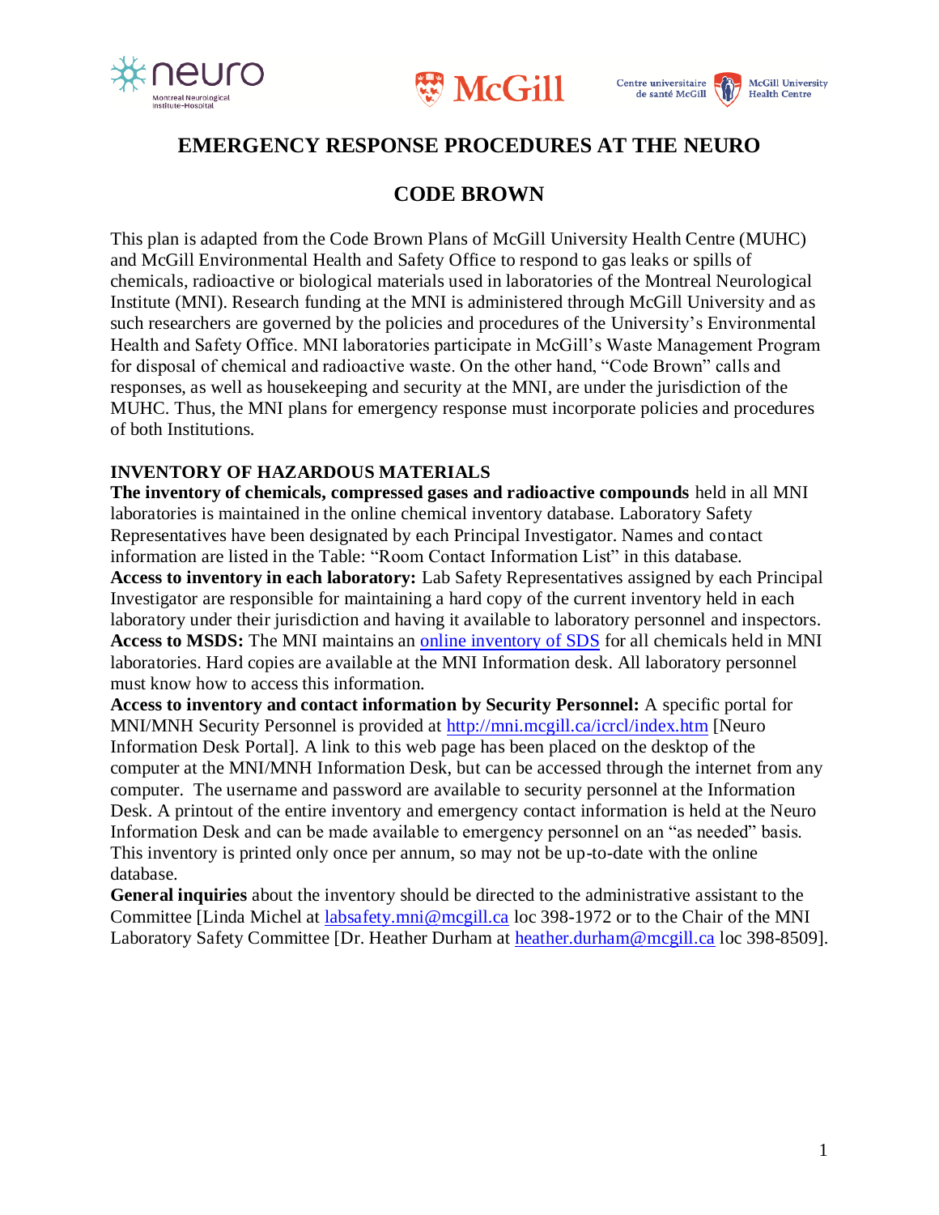# EMERGENCY RESPONSE PROCEDURES AT THE NEURO

## CODE BROWN

This plan is adapted from the Code Brown Plans of McGill University Health Centre (MUHC) and McGill Environmental Health and Safety Office to respond to gas leaks or spills of chemicals, radioactive or biological materials used in laboratories of the Montreal Neurological Institute (MNI). Research funding at the MNI is administered through McGill University and as such researchers are governed by the policies and procedures of the University's Environmental Health and Safety Office. MNI laboratories participate in McGill's Waste Management Program for disposal of chemical and radioactive waste. On the other hand, "Code Brown" calls and responses, as well as housekeeping and security at the MNI, are under the jurisdiction of the MUHC. Thus, the MNI plans for emergency response must incorporate policies and procedures of both Institutions.

### INVENTORY OF HAZARDOUS MATERIALS

**The inventory of chemicals, compressed gases and radioactive compounds** held in all MNI laboratories is maintained in the online chemical inventory database. Laboratory Safety Representatives have been designated by each Principal Investigator. Names and contact information are listed in the Table: "Room Contact Information List" in this database.

**Access to inventory in each laboratory:** Lab Safety Representatives assigned by each Principal Investigator are responsible for maintaining a hard copy of the current inventory held in each laboratory under their jurisdiction and having it available to laboratory personnel and inspectors.

**Access to MSDS:** The MNI maintains an online inventory of SDS for all chemicals held in MNI laboratories. Hard copies are available at the MNI Information desk. All laboratory personnel must know how to access this information.

**Access to inventory and contact information by Security Personnel:** A specific portal for MNI/MNH Security Personnel is provided at http://mni.mcgill.ca/icrcl/index.htm [Neuro Information Desk Portal]. A link to this web page has been placed on the desktop of the computer at the MNI/MNH Information Desk, but can be accessed through the internet from any computer. The username and password are available to security personnel at the Information Desk. A printout of the entire inventory and emergency contact information is held at the Neuro Information Desk and can be made available to emergency personnel on an "as needed" basis. This inventory is printed only once per annum, so may not be up-to-date with the online database.

**General inquiries** about the inventory should be directed to the administrative assistant to the Committee [Linda Michel at labsafety.mni@mcgill.ca loc 398-1972 or to the Chair of the MNI Laboratory Safety Committee [Dr. Heather Durham at heather.durham@mcgill.ca loc 398-8509].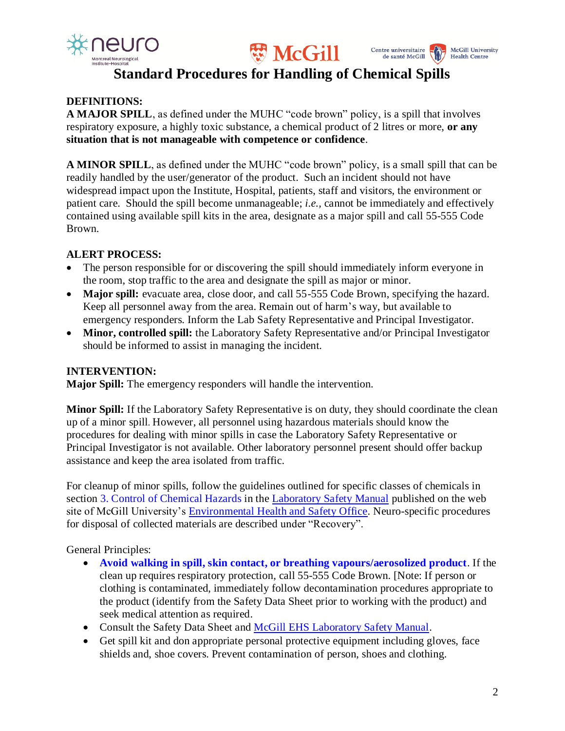# Standard Procedures for Handling of Chemical Spills

**DEFINITIONS:**

**A MAJOR SPILL**, as defined under the MUHC "code brown" policy, is a spill that involves respiratory exposure, a highly toxic substance, a chemical product of 2 litres or more, **or any situation that is not manageable with competence or confidence**.

**A MINOR SPILL**, as defined under the MUHC "code brown" policy, is a small spill that can be readily handled by the user/generator of the product. Such an incident should not have widespread impact upon the Institute, Hospital, patients, staff and visitors, the environment or patient care. Should the spill become unmanageable; *i.e.*, cannot be immediately and effectively contained using available spill kits in the area, designate as a major spill and call 55-555 Code Brown.

**ALERT PROCESS:**

- The person responsible for or discovering the spill should immediately inform everyone in the room, stop traffic to the area and designate the spill as major or minor.
- **Major spill:** evacuate area, close door, and call 55-555 Code Brown, specifying the hazard. Keep all personnel away from the area. Remain out of harm's way, but available to emergency responders. Inform the Lab Safety Representative and Principal Investigator.
- **Minor, controlled spill:** the Laboratory Safety Representative and/or Principal Investigator should be informed to assist in managing the incident.

**INTERVENTION:**

**Major Spill:** The emergency responders will handle the intervention.

**Minor Spill:** If the Laboratory Safety Representative is on duty, they should coordinate the clean up of a minor spill. However, all personnel using hazardous materials should know the procedures for dealing with minor spills in case the Laboratory Safety Representative or Principal Investigator is not available. Other laboratory personnel present should offer backup assistance and keep the area isolated from traffic.

For cleanup of minor spills, follow the guidelines outlined for specific classes of chemicals in section 3. Control of Chemical Hazards in the Laboratory Safety Manual published on the web site of McGill University's Environmental Health and Safety Office. Neuro-specific procedures for disposal of collected materials are described under "Recovery".

General Principles:

- **Avoid walking in spill, skin contact, or breathing vapours/aerosolized product**. If the clean up requires respiratory protection, call 55-555 Code Brown. [Note: If person or clothing is contaminated, immediately follow decontamination procedures appropriate to the product (identify from the Safety Data Sheet prior to working with the product) and seek medical attention as required.
- Consult the Safety Data Sheet and McGill EHS Laboratory Safety Manual.
- Get spill kit and don appropriate personal protective equipment including gloves, face shields and, shoe covers. Prevent contamination of person, shoes and clothing.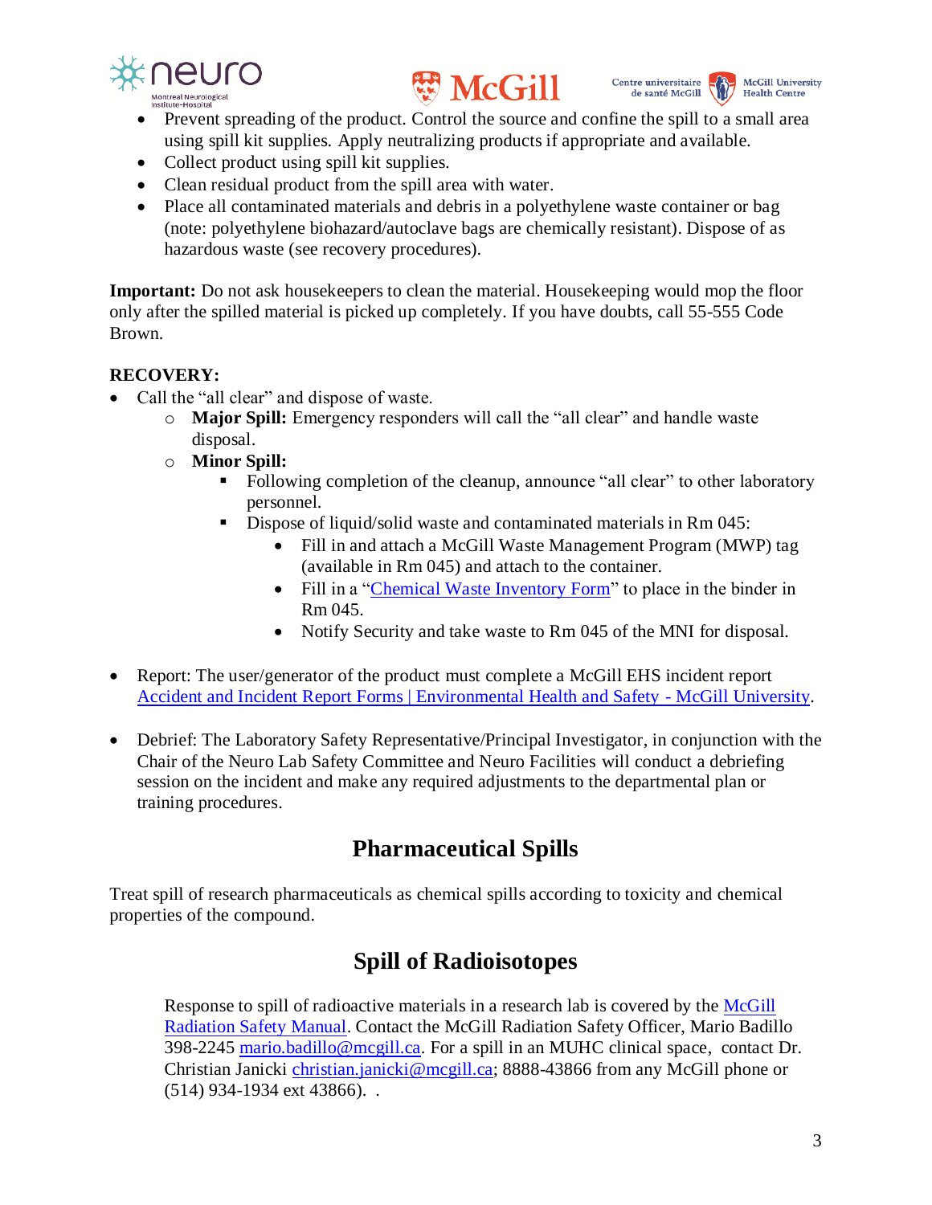- Prevent spreading of the product. Control the source and confine the spill to a small area using spill kit supplies. Apply neutralizing products if appropriate and available.
- Collect product using spill kit supplies.
- Clean residual product from the spill area with water.
- Place all contaminated materials and debris in a polyethylene waste container or bag (note: polyethylene biohazard/autoclave bags are chemically resistant). Dispose of as hazardous waste (see recovery procedures).

**Important:** Do not ask housekeepers to clean the material. Housekeeping would mop the floor only after the spilled material is picked up completely. If you have doubts, call 55-555 Code Brown.

**RECOVERY:**

- Call the "all clear" and dispose of waste.
  - **Major Spill:** Emergency responders will call the "all clear" and handle waste disposal.
  - **Minor Spill:**
    - Following completion of the cleanup, announce "all clear" to other laboratory personnel.
    - Dispose of liquid/solid waste and contaminated materials in Rm 045:
      - Fill in and attach a McGill Waste Management Program (MWP) tag (available in Rm 045) and attach to the container.
      - Fill in a "Chemical Waste Inventory Form" to place in the binder in Rm 045.
      - Notify Security and take waste to Rm 045 of the MNI for disposal.

- Report: The user/generator of the product must complete a McGill EHS incident report Accident and Incident Report Forms | Environmental Health and Safety - McGill University.

- Debrief: The Laboratory Safety Representative/Principal Investigator, in conjunction with the Chair of the Neuro Lab Safety Committee and Neuro Facilities will conduct a debriefing session on the incident and make any required adjustments to the departmental plan or training procedures.

## Pharmaceutical Spills

Treat spill of research pharmaceuticals as chemical spills according to toxicity and chemical properties of the compound.

## Spill of Radioisotopes

Response to spill of radioactive materials in a research lab is covered by the McGill Radiation Safety Manual. Contact the McGill Radiation Safety Officer, Mario Badillo 398-2245 mario.badillo@mcgill.ca. For a spill in an MUHC clinical space, contact Dr. Christian Janicki christian.janicki@mcgill.ca; 8888-43866 from any McGill phone or (514) 934-1934 ext 43866). .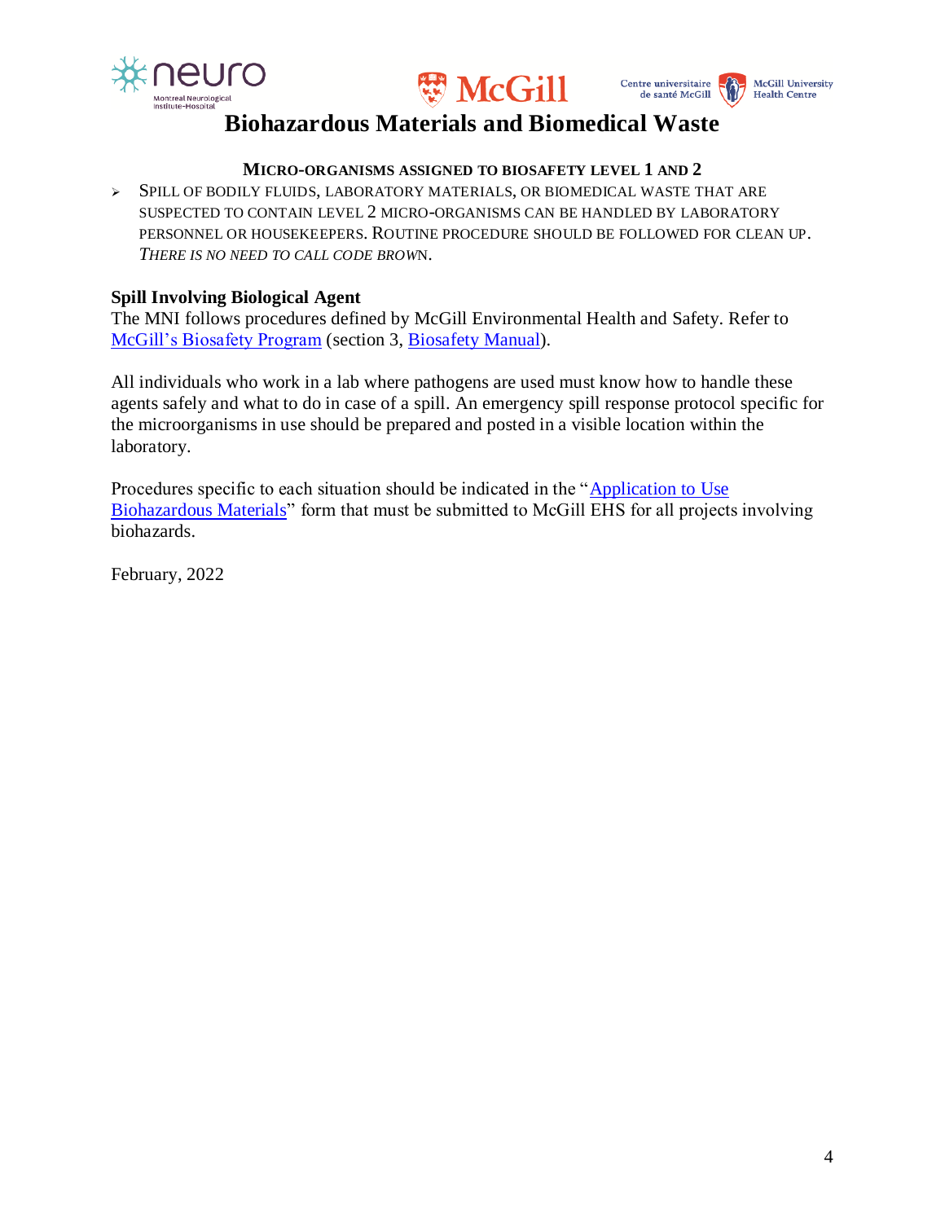# Biohazardous Materials and Biomedical Waste

### MICRO-ORGANISMS ASSIGNED TO BIOSAFETY LEVEL 1 AND 2

- SPILL OF BODILY FLUIDS, LABORATORY MATERIALS, OR BIOMEDICAL WASTE THAT ARE SUSPECTED TO CONTAIN LEVEL 2 MICRO-ORGANISMS CAN BE HANDLED BY LABORATORY PERSONNEL OR HOUSEKEEPERS. ROUTINE PROCEDURE SHOULD BE FOLLOWED FOR CLEAN UP. *THERE IS NO NEED TO CALL CODE BROWN*.

### Spill Involving Biological Agent

The MNI follows procedures defined by McGill Environmental Health and Safety. Refer to McGill's Biosafety Program (section 3, Biosafety Manual).

All individuals who work in a lab where pathogens are used must know how to handle these agents safely and what to do in case of a spill. An emergency spill response protocol specific for the microorganisms in use should be prepared and posted in a visible location within the laboratory.

Procedures specific to each situation should be indicated in the "Application to Use Biohazardous Materials" form that must be submitted to McGill EHS for all projects involving biohazards.

February, 2022